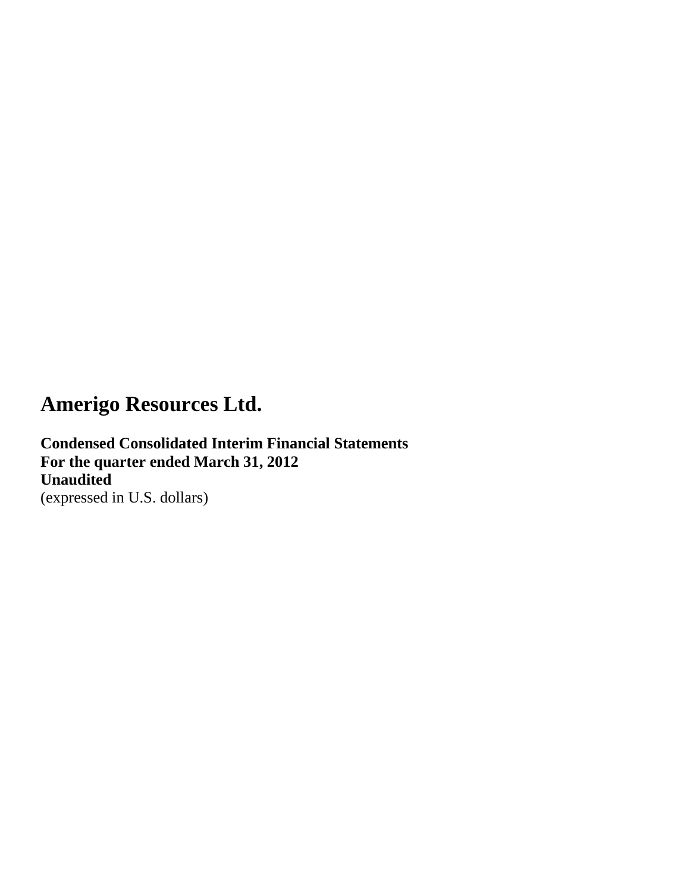# Amerigo Resources Ltd.

**Condensed Consolidated Interim Financial Statements**
**For the quarter ended March 31, 2012**
**Unaudited**
(expressed in U.S. dollars)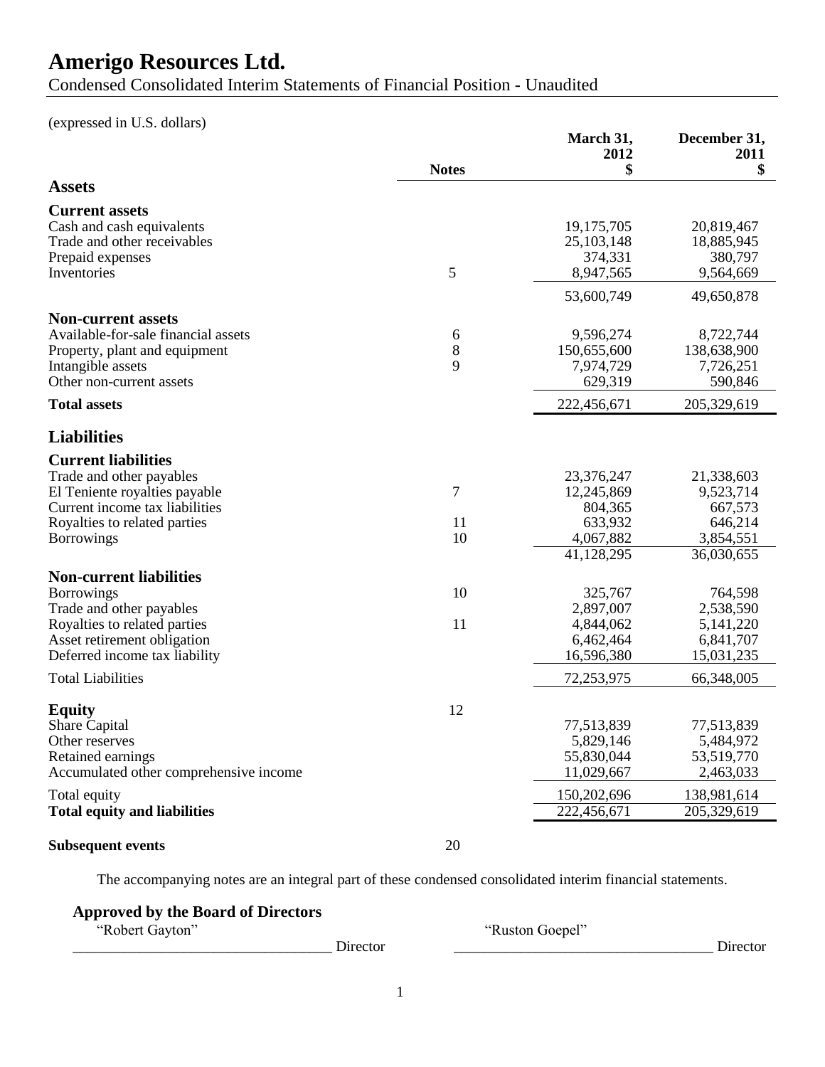# Amerigo Resources Ltd.

Condensed Consolidated Interim Statements of Financial Position - Unaudited

(expressed in U.S. dollars)

| | Notes | March 31, 2012 $ | December 31, 2011 $ |
|---|---|---|---|
| **Assets** | | | |
| **Current assets** | | | |
| Cash and cash equivalents | | 19,175,705 | 20,819,467 |
| Trade and other receivables | | 25,103,148 | 18,885,945 |
| Prepaid expenses | | 374,331 | 380,797 |
| Inventories | 5 | 8,947,565 | 9,564,669 |
| | | 53,600,749 | 49,650,878 |
| **Non-current assets** | | | |
| Available-for-sale financial assets | 6 | 9,596,274 | 8,722,744 |
| Property, plant and equipment | 8 | 150,655,600 | 138,638,900 |
| Intangible assets | 9 | 7,974,729 | 7,726,251 |
| Other non-current assets | | 629,319 | 590,846 |
| **Total assets** | | 222,456,671 | 205,329,619 |
| **Liabilities** | | | |
| **Current liabilities** | | | |
| Trade and other payables | | 23,376,247 | 21,338,603 |
| El Teniente royalties payable | 7 | 12,245,869 | 9,523,714 |
| Current income tax liabilities | | 804,365 | 667,573 |
| Royalties to related parties | 11 | 633,932 | 646,214 |
| Borrowings | 10 | 4,067,882 | 3,854,551 |
| | | 41,128,295 | 36,030,655 |
| **Non-current liabilities** | | | |
| Borrowings | 10 | 325,767 | 764,598 |
| Trade and other payables | | 2,897,007 | 2,538,590 |
| Royalties to related parties | 11 | 4,844,062 | 5,141,220 |
| Asset retirement obligation | | 6,462,464 | 6,841,707 |
| Deferred income tax liability | | 16,596,380 | 15,031,235 |
| Total Liabilities | | 72,253,975 | 66,348,005 |
| **Equity** | 12 | | |
| Share Capital | | 77,513,839 | 77,513,839 |
| Other reserves | | 5,829,146 | 5,484,972 |
| Retained earnings | | 55,830,044 | 53,519,770 |
| Accumulated other comprehensive income | | 11,029,667 | 2,463,033 |
| Total equity | | 150,202,696 | 138,981,614 |
| **Total equity and liabilities** | | 222,456,671 | 205,329,619 |
| **Subsequent events** | 20 | | |

The accompanying notes are an integral part of these condensed consolidated interim financial statements.

**Approved by the Board of Directors**

"Robert Gayton" Director

"Ruston Goepel" Director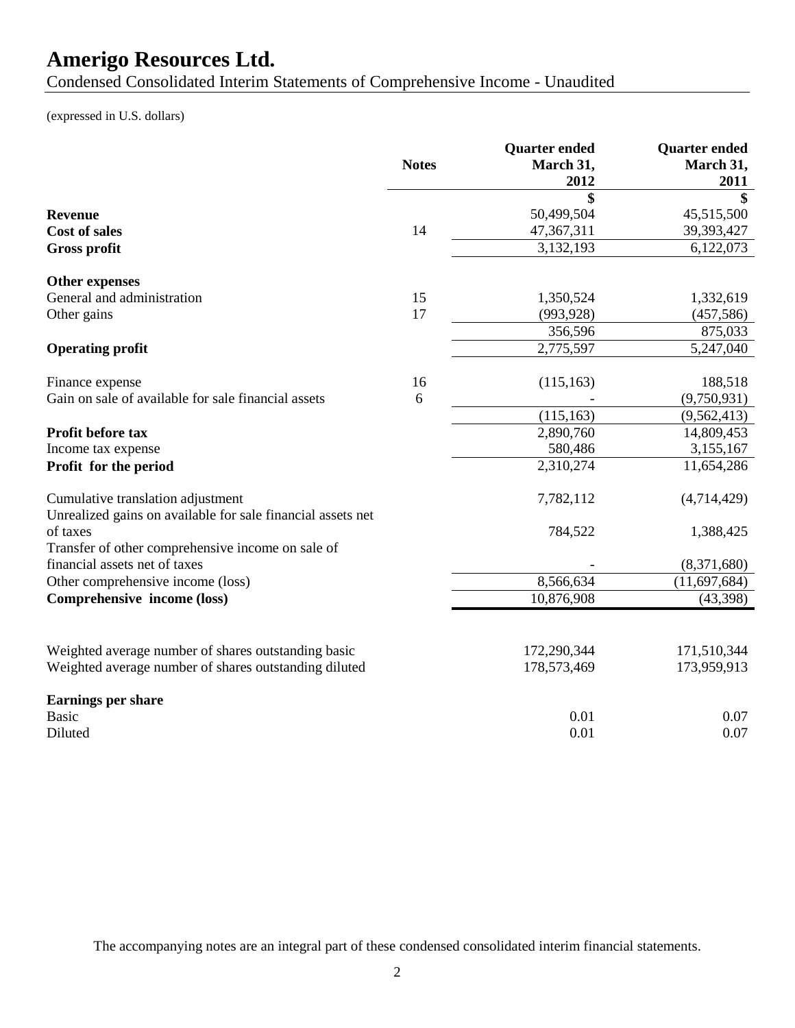# Amerigo Resources Ltd.

Condensed Consolidated Interim Statements of Comprehensive Income - Unaudited

(expressed in U.S. dollars)

| | Notes | Quarter ended March 31, 2012 | Quarter ended March 31, 2011 |
|---|---|---|---|
| | | $ | $ |
| **Revenue** | | 50,499,504 | 45,515,500 |
| **Cost of sales** | 14 | 47,367,311 | 39,393,427 |
| **Gross profit** | | 3,132,193 | 6,122,073 |
| | | | |
| **Other expenses** | | | |
| General and administration | 15 | 1,350,524 | 1,332,619 |
| Other gains | 17 | (993,928) | (457,586) |
| | | 356,596 | 875,033 |
| **Operating profit** | | 2,775,597 | 5,247,040 |
| | | | |
| Finance expense | 16 | (115,163) | 188,518 |
| Gain on sale of available for sale financial assets | 6 | - | (9,750,931) |
| | | (115,163) | (9,562,413) |
| **Profit before tax** | | 2,890,760 | 14,809,453 |
| Income tax expense | | 580,486 | 3,155,167 |
| **Profit for the period** | | 2,310,274 | 11,654,286 |
| | | | |
| Cumulative translation adjustment | | 7,782,112 | (4,714,429) |
| Unrealized gains on available for sale financial assets net of taxes | | 784,522 | 1,388,425 |
| Transfer of other comprehensive income on sale of financial assets net of taxes | | - | (8,371,680) |
| Other comprehensive income (loss) | | 8,566,634 | (11,697,684) |
| **Comprehensive income (loss)** | | 10,876,908 | (43,398) |
| | | | |
| Weighted average number of shares outstanding basic | | 172,290,344 | 171,510,344 |
| Weighted average number of shares outstanding diluted | | 178,573,469 | 173,959,913 |
| | | | |
| **Earnings per share** | | | |
| Basic | | 0.01 | 0.07 |
| Diluted | | 0.01 | 0.07 |

The accompanying notes are an integral part of these condensed consolidated interim financial statements.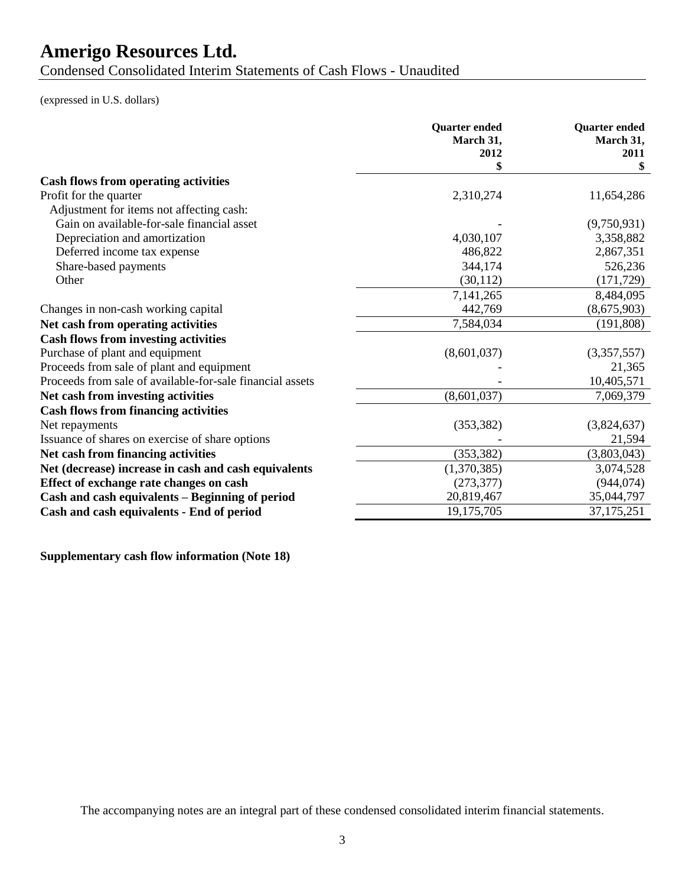# Amerigo Resources Ltd.

Condensed Consolidated Interim Statements of Cash Flows - Unaudited

(expressed in U.S. dollars)

| | Quarter ended March 31, 2012 $ | Quarter ended March 31, 2011 $ |
|---|---|---|
| **Cash flows from operating activities** | | |
| Profit for the quarter | 2,310,274 | 11,654,286 |
| Adjustment for items not affecting cash: | | |
| Gain on available-for-sale financial asset | - | (9,750,931) |
| Depreciation and amortization | 4,030,107 | 3,358,882 |
| Deferred income tax expense | 486,822 | 2,867,351 |
| Share-based payments | 344,174 | 526,236 |
| Other | (30,112) | (171,729) |
| | 7,141,265 | 8,484,095 |
| Changes in non-cash working capital | 442,769 | (8,675,903) |
| **Net cash from operating activities** | 7,584,034 | (191,808) |
| **Cash flows from investing activities** | | |
| Purchase of plant and equipment | (8,601,037) | (3,357,557) |
| Proceeds from sale of plant and equipment | - | 21,365 |
| Proceeds from sale of available-for-sale financial assets | - | 10,405,571 |
| **Net cash from investing activities** | (8,601,037) | 7,069,379 |
| **Cash flows from financing activities** | | |
| Net repayments | (353,382) | (3,824,637) |
| Issuance of shares on exercise of share options | - | 21,594 |
| **Net cash from financing activities** | (353,382) | (3,803,043) |
| **Net (decrease) increase in cash and cash equivalents** | (1,370,385) | 3,074,528 |
| **Effect of exchange rate changes on cash** | (273,377) | (944,074) |
| **Cash and cash equivalents – Beginning of period** | 20,819,467 | 35,044,797 |
| **Cash and cash equivalents - End of period** | 19,175,705 | 37,175,251 |

**Supplementary cash flow information (Note 18)**

The accompanying notes are an integral part of these condensed consolidated interim financial statements.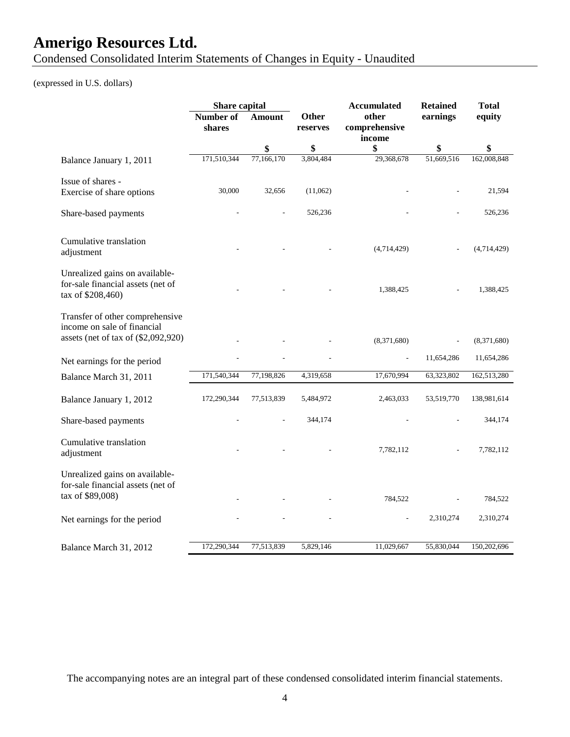# Amerigo Resources Ltd.

Condensed Consolidated Interim Statements of Changes in Equity - Unaudited

(expressed in U.S. dollars)

| | Share capital | | Other reserves | Accumulated other comprehensive income | Retained earnings | Total equity |
|---|---|---|---|---|---|---|
| | Number of shares | Amount | | | | |
| | | $ | $ | $ | $ | $ |
| Balance January 1, 2011 | 171,510,344 | 77,166,170 | 3,804,484 | 29,368,678 | 51,669,516 | 162,008,848 |
| Issue of shares - Exercise of share options | 30,000 | 32,656 | (11,062) | - | - | 21,594 |
| Share-based payments | - | - | 526,236 | - | - | 526,236 |
| Cumulative translation adjustment | - | - | - | (4,714,429) | - | (4,714,429) |
| Unrealized gains on available-for-sale financial assets (net of tax of $208,460) | - | - | - | 1,388,425 | - | 1,388,425 |
| Transfer of other comprehensive income on sale of financial assets (net of tax of ($2,092,920) | - | - | - | (8,371,680) | - | (8,371,680) |
| Net earnings for the period | - | - | - | - | 11,654,286 | 11,654,286 |
| Balance March 31, 2011 | 171,540,344 | 77,198,826 | 4,319,658 | 17,670,994 | 63,323,802 | 162,513,280 |
| Balance January 1, 2012 | 172,290,344 | 77,513,839 | 5,484,972 | 2,463,033 | 53,519,770 | 138,981,614 |
| Share-based payments | - | - | 344,174 | - | - | 344,174 |
| Cumulative translation adjustment | - | - | - | 7,782,112 | - | 7,782,112 |
| Unrealized gains on available-for-sale financial assets (net of tax of $89,008) | - | - | - | 784,522 | - | 784,522 |
| Net earnings for the period | - | - | - | - | 2,310,274 | 2,310,274 |
| Balance March 31, 2012 | 172,290,344 | 77,513,839 | 5,829,146 | 11,029,667 | 55,830,044 | 150,202,696 |

The accompanying notes are an integral part of these condensed consolidated interim financial statements.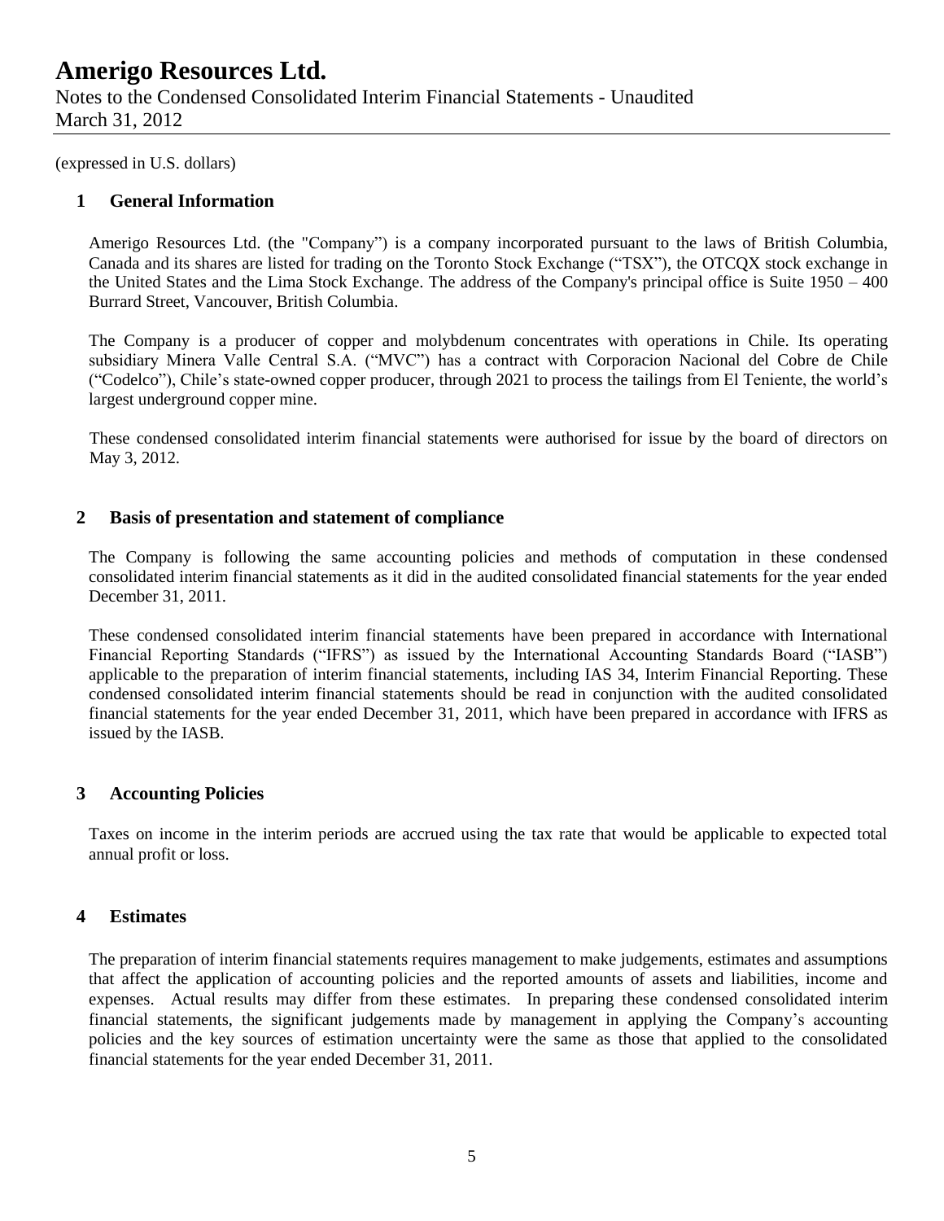(expressed in U.S. dollars)

## 1 General Information

Amerigo Resources Ltd. (the "Company") is a company incorporated pursuant to the laws of British Columbia, Canada and its shares are listed for trading on the Toronto Stock Exchange ("TSX"), the OTCQX stock exchange in the United States and the Lima Stock Exchange. The address of the Company's principal office is Suite 1950 – 400 Burrard Street, Vancouver, British Columbia.

The Company is a producer of copper and molybdenum concentrates with operations in Chile. Its operating subsidiary Minera Valle Central S.A. ("MVC") has a contract with Corporacion Nacional del Cobre de Chile ("Codelco"), Chile's state-owned copper producer, through 2021 to process the tailings from El Teniente, the world's largest underground copper mine.

These condensed consolidated interim financial statements were authorised for issue by the board of directors on May 3, 2012.

## 2 Basis of presentation and statement of compliance

The Company is following the same accounting policies and methods of computation in these condensed consolidated interim financial statements as it did in the audited consolidated financial statements for the year ended December 31, 2011.

These condensed consolidated interim financial statements have been prepared in accordance with International Financial Reporting Standards ("IFRS") as issued by the International Accounting Standards Board ("IASB") applicable to the preparation of interim financial statements, including IAS 34, Interim Financial Reporting. These condensed consolidated interim financial statements should be read in conjunction with the audited consolidated financial statements for the year ended December 31, 2011, which have been prepared in accordance with IFRS as issued by the IASB.

## 3 Accounting Policies

Taxes on income in the interim periods are accrued using the tax rate that would be applicable to expected total annual profit or loss.

## 4 Estimates

The preparation of interim financial statements requires management to make judgements, estimates and assumptions that affect the application of accounting policies and the reported amounts of assets and liabilities, income and expenses. Actual results may differ from these estimates. In preparing these condensed consolidated interim financial statements, the significant judgements made by management in applying the Company's accounting policies and the key sources of estimation uncertainty were the same as those that applied to the consolidated financial statements for the year ended December 31, 2011.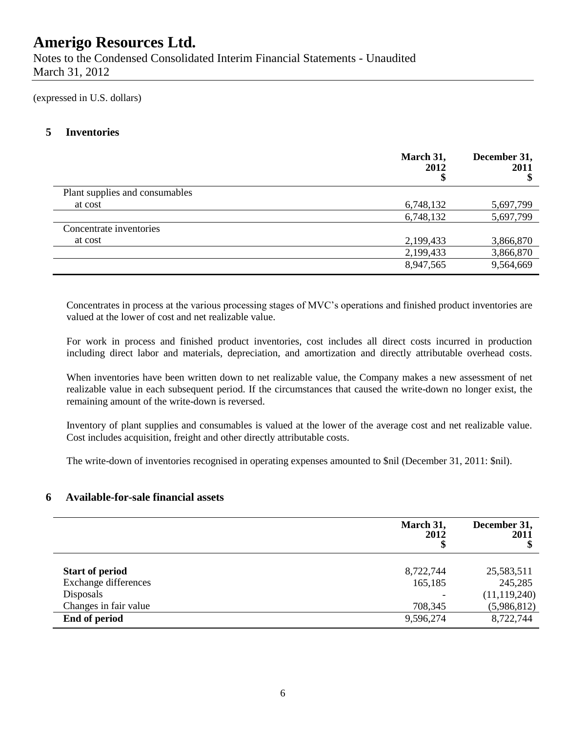# Amerigo Resources Ltd.

Notes to the Condensed Consolidated Interim Financial Statements - Unaudited
March 31, 2012

(expressed in U.S. dollars)

## 5 Inventories

| | March 31, 2012 $ | December 31, 2011 $ |
|---|---|---|
| Plant supplies and consumables | | |
| at cost | 6,748,132 | 5,697,799 |
| | 6,748,132 | 5,697,799 |
| Concentrate inventories | | |
| at cost | 2,199,433 | 3,866,870 |
| | 2,199,433 | 3,866,870 |
| | 8,947,565 | 9,564,669 |

Concentrates in process at the various processing stages of MVC's operations and finished product inventories are valued at the lower of cost and net realizable value.

For work in process and finished product inventories, cost includes all direct costs incurred in production including direct labor and materials, depreciation, and amortization and directly attributable overhead costs.

When inventories have been written down to net realizable value, the Company makes a new assessment of net realizable value in each subsequent period. If the circumstances that caused the write-down no longer exist, the remaining amount of the write-down is reversed.

Inventory of plant supplies and consumables is valued at the lower of the average cost and net realizable value. Cost includes acquisition, freight and other directly attributable costs.

The write-down of inventories recognised in operating expenses amounted to $nil (December 31, 2011: $nil).

## 6 Available-for-sale financial assets

| | March 31, 2012 $ | December 31, 2011 $ |
|---|---|---|
| **Start of period** | 8,722,744 | 25,583,511 |
| Exchange differences | 165,185 | 245,285 |
| Disposals | - | (11,119,240) |
| Changes in fair value | 708,345 | (5,986,812) |
| **End of period** | 9,596,274 | 8,722,744 |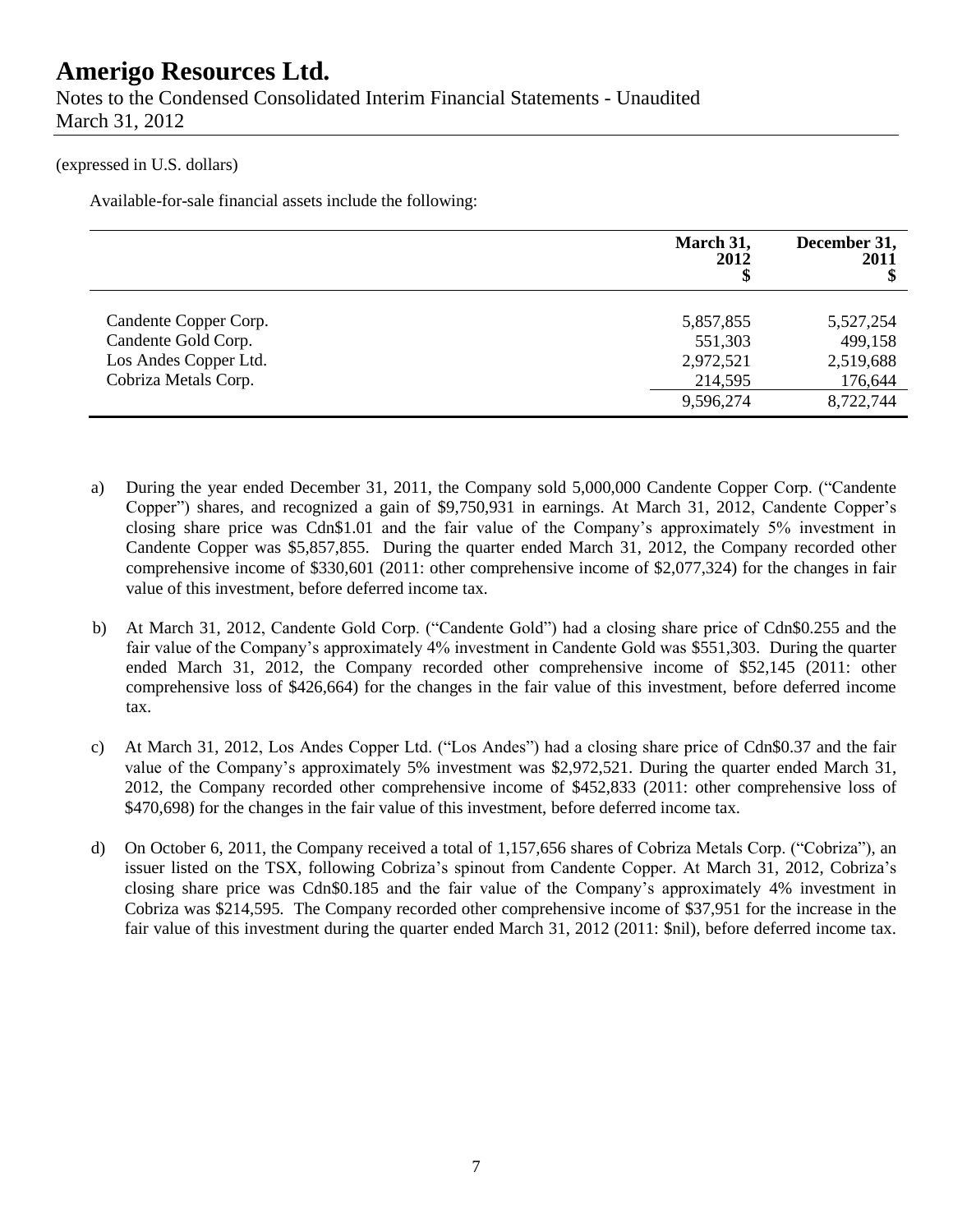(expressed in U.S. dollars)

Available-for-sale financial assets include the following:

| | March 31, 2012 $ | December 31, 2011 $ |
|---|---|---|
| Candente Copper Corp. | 5,857,855 | 5,527,254 |
| Candente Gold Corp. | 551,303 | 499,158 |
| Los Andes Copper Ltd. | 2,972,521 | 2,519,688 |
| Cobriza Metals Corp. | 214,595 | 176,644 |
| | 9,596,274 | 8,722,744 |

a) During the year ended December 31, 2011, the Company sold 5,000,000 Candente Copper Corp. ("Candente Copper") shares, and recognized a gain of $9,750,931 in earnings. At March 31, 2012, Candente Copper's closing share price was Cdn$1.01 and the fair value of the Company's approximately 5% investment in Candente Copper was $5,857,855. During the quarter ended March 31, 2012, the Company recorded other comprehensive income of $330,601 (2011: other comprehensive income of $2,077,324) for the changes in fair value of this investment, before deferred income tax.

b) At March 31, 2012, Candente Gold Corp. ("Candente Gold") had a closing share price of Cdn$0.255 and the fair value of the Company's approximately 4% investment in Candente Gold was $551,303. During the quarter ended March 31, 2012, the Company recorded other comprehensive income of $52,145 (2011: other comprehensive loss of $426,664) for the changes in the fair value of this investment, before deferred income tax.

c) At March 31, 2012, Los Andes Copper Ltd. ("Los Andes") had a closing share price of Cdn$0.37 and the fair value of the Company's approximately 5% investment was $2,972,521. During the quarter ended March 31, 2012, the Company recorded other comprehensive income of $452,833 (2011: other comprehensive loss of $470,698) for the changes in the fair value of this investment, before deferred income tax.

d) On October 6, 2011, the Company received a total of 1,157,656 shares of Cobriza Metals Corp. ("Cobriza"), an issuer listed on the TSX, following Cobriza's spinout from Candente Copper. At March 31, 2012, Cobriza's closing share price was Cdn$0.185 and the fair value of the Company's approximately 4% investment in Cobriza was $214,595. The Company recorded other comprehensive income of $37,951 for the increase in the fair value of this investment during the quarter ended March 31, 2012 (2011: $nil), before deferred income tax.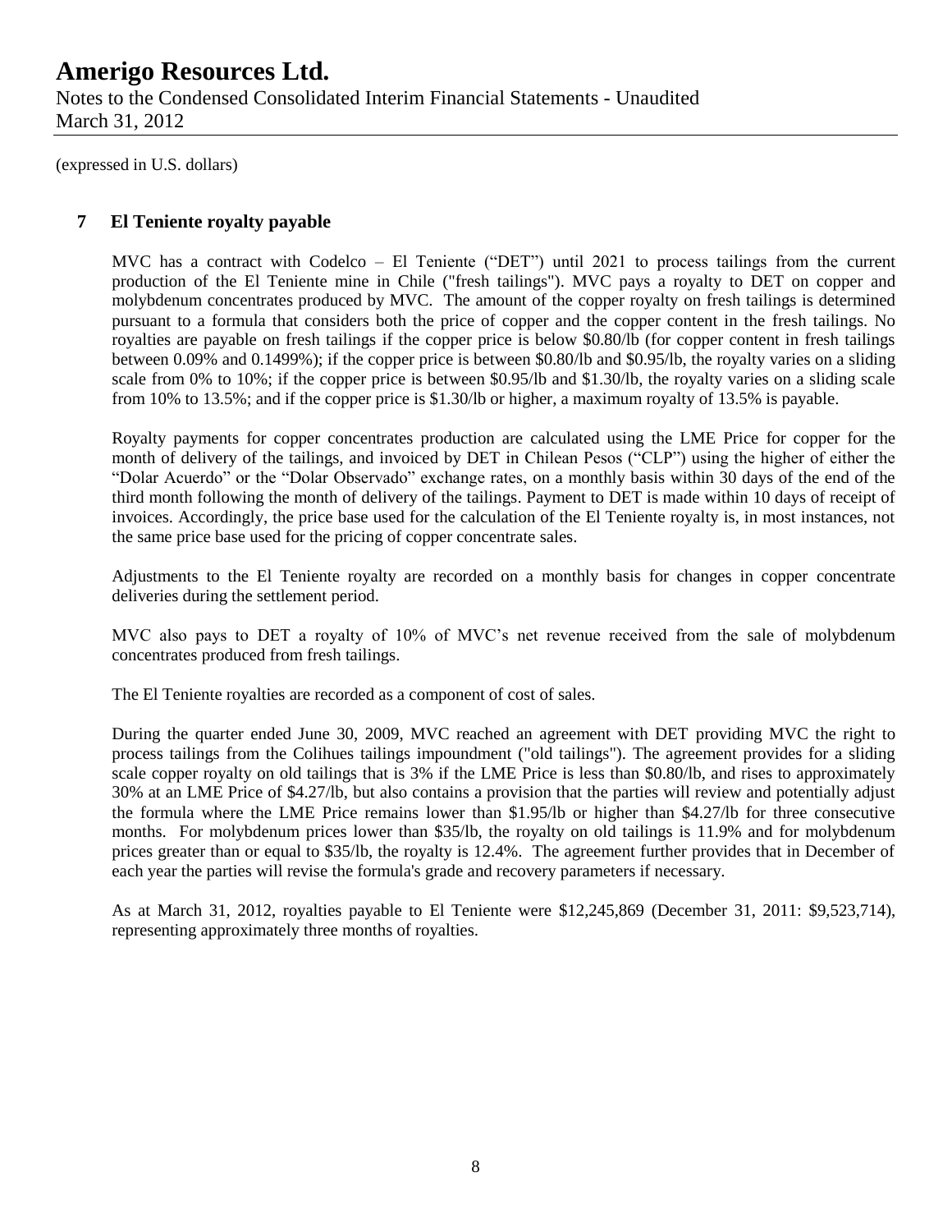(expressed in U.S. dollars)

## 7 El Teniente royalty payable

MVC has a contract with Codelco – El Teniente ("DET") until 2021 to process tailings from the current production of the El Teniente mine in Chile ("fresh tailings"). MVC pays a royalty to DET on copper and molybdenum concentrates produced by MVC. The amount of the copper royalty on fresh tailings is determined pursuant to a formula that considers both the price of copper and the copper content in the fresh tailings. No royalties are payable on fresh tailings if the copper price is below $0.80/lb (for copper content in fresh tailings between 0.09% and 0.1499%); if the copper price is between $0.80/lb and $0.95/lb, the royalty varies on a sliding scale from 0% to 10%; if the copper price is between $0.95/lb and $1.30/lb, the royalty varies on a sliding scale from 10% to 13.5%; and if the copper price is $1.30/lb or higher, a maximum royalty of 13.5% is payable.

Royalty payments for copper concentrates production are calculated using the LME Price for copper for the month of delivery of the tailings, and invoiced by DET in Chilean Pesos ("CLP") using the higher of either the "Dolar Acuerdo" or the "Dolar Observado" exchange rates, on a monthly basis within 30 days of the end of the third month following the month of delivery of the tailings. Payment to DET is made within 10 days of receipt of invoices. Accordingly, the price base used for the calculation of the El Teniente royalty is, in most instances, not the same price base used for the pricing of copper concentrate sales.

Adjustments to the El Teniente royalty are recorded on a monthly basis for changes in copper concentrate deliveries during the settlement period.

MVC also pays to DET a royalty of 10% of MVC's net revenue received from the sale of molybdenum concentrates produced from fresh tailings.

The El Teniente royalties are recorded as a component of cost of sales.

During the quarter ended June 30, 2009, MVC reached an agreement with DET providing MVC the right to process tailings from the Colihues tailings impoundment ("old tailings"). The agreement provides for a sliding scale copper royalty on old tailings that is 3% if the LME Price is less than $0.80/lb, and rises to approximately 30% at an LME Price of $4.27/lb, but also contains a provision that the parties will review and potentially adjust the formula where the LME Price remains lower than $1.95/lb or higher than $4.27/lb for three consecutive months. For molybdenum prices lower than $35/lb, the royalty on old tailings is 11.9% and for molybdenum prices greater than or equal to $35/lb, the royalty is 12.4%. The agreement further provides that in December of each year the parties will revise the formula's grade and recovery parameters if necessary.

As at March 31, 2012, royalties payable to El Teniente were $12,245,869 (December 31, 2011: $9,523,714), representing approximately three months of royalties.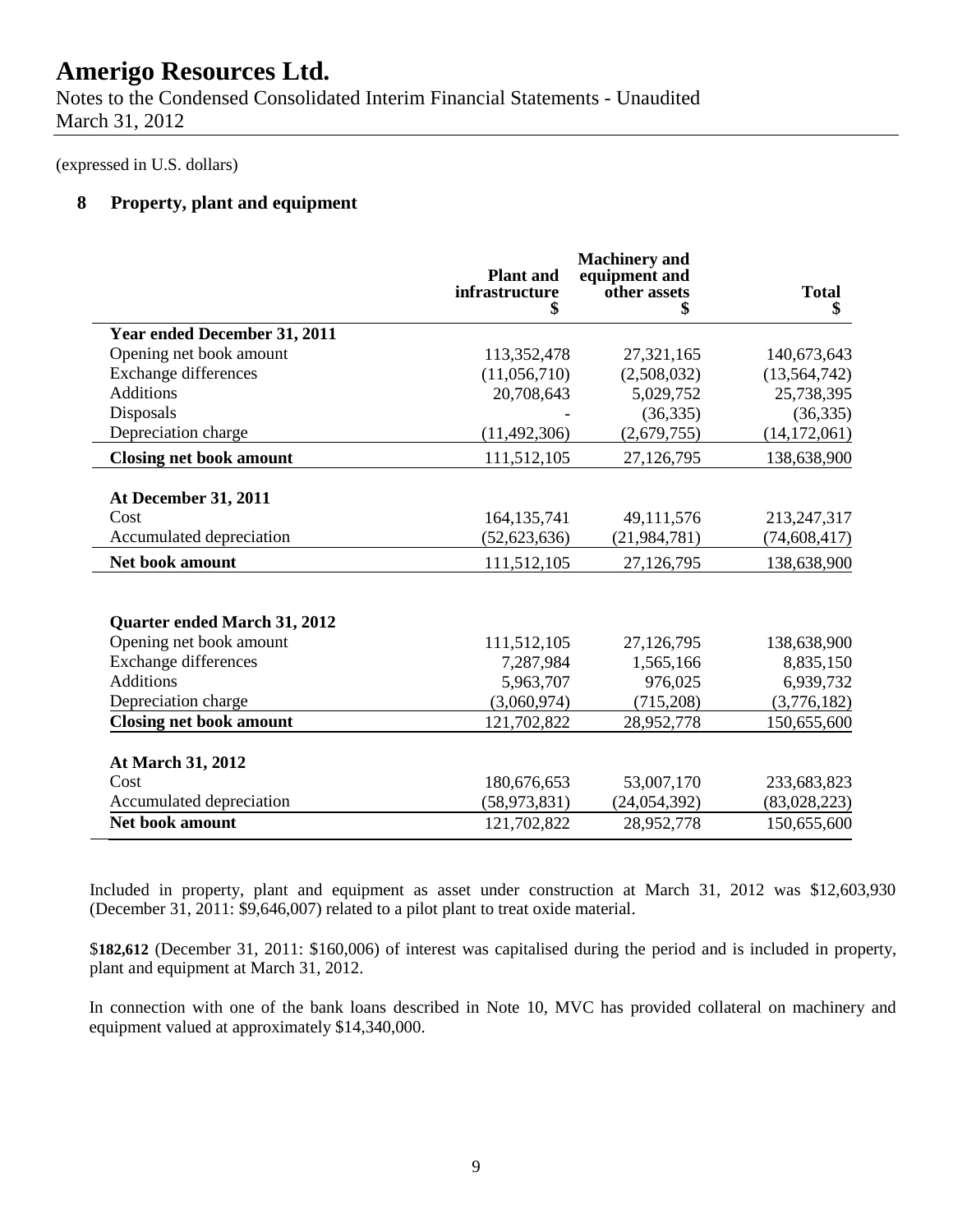(expressed in U.S. dollars)

## 8 Property, plant and equipment

| | Plant and infrastructure $ | Machinery and equipment and other assets $ | Total $ |
|---|---|---|---|
| **Year ended December 31, 2011** | | | |
| Opening net book amount | 113,352,478 | 27,321,165 | 140,673,643 |
| Exchange differences | (11,056,710) | (2,508,032) | (13,564,742) |
| Additions | 20,708,643 | 5,029,752 | 25,738,395 |
| Disposals | - | (36,335) | (36,335) |
| Depreciation charge | (11,492,306) | (2,679,755) | (14,172,061) |
| **Closing net book amount** | 111,512,105 | 27,126,795 | 138,638,900 |
| **At December 31, 2011** | | | |
| Cost | 164,135,741 | 49,111,576 | 213,247,317 |
| Accumulated depreciation | (52,623,636) | (21,984,781) | (74,608,417) |
| **Net book amount** | 111,512,105 | 27,126,795 | 138,638,900 |
| **Quarter ended March 31, 2012** | | | |
| Opening net book amount | 111,512,105 | 27,126,795 | 138,638,900 |
| Exchange differences | 7,287,984 | 1,565,166 | 8,835,150 |
| Additions | 5,963,707 | 976,025 | 6,939,732 |
| Depreciation charge | (3,060,974) | (715,208) | (3,776,182) |
| **Closing net book amount** | 121,702,822 | 28,952,778 | 150,655,600 |
| **At March 31, 2012** | | | |
| Cost | 180,676,653 | 53,007,170 | 233,683,823 |
| Accumulated depreciation | (58,973,831) | (24,054,392) | (83,028,223) |
| **Net book amount** | 121,702,822 | 28,952,778 | 150,655,600 |

Included in property, plant and equipment as asset under construction at March 31, 2012 was $12,603,930 (December 31, 2011: $9,646,007) related to a pilot plant to treat oxide material.

**$182,612** (December 31, 2011: $160,006) of interest was capitalised during the period and is included in property, plant and equipment at March 31, 2012.

In connection with one of the bank loans described in Note 10, MVC has provided collateral on machinery and equipment valued at approximately $14,340,000.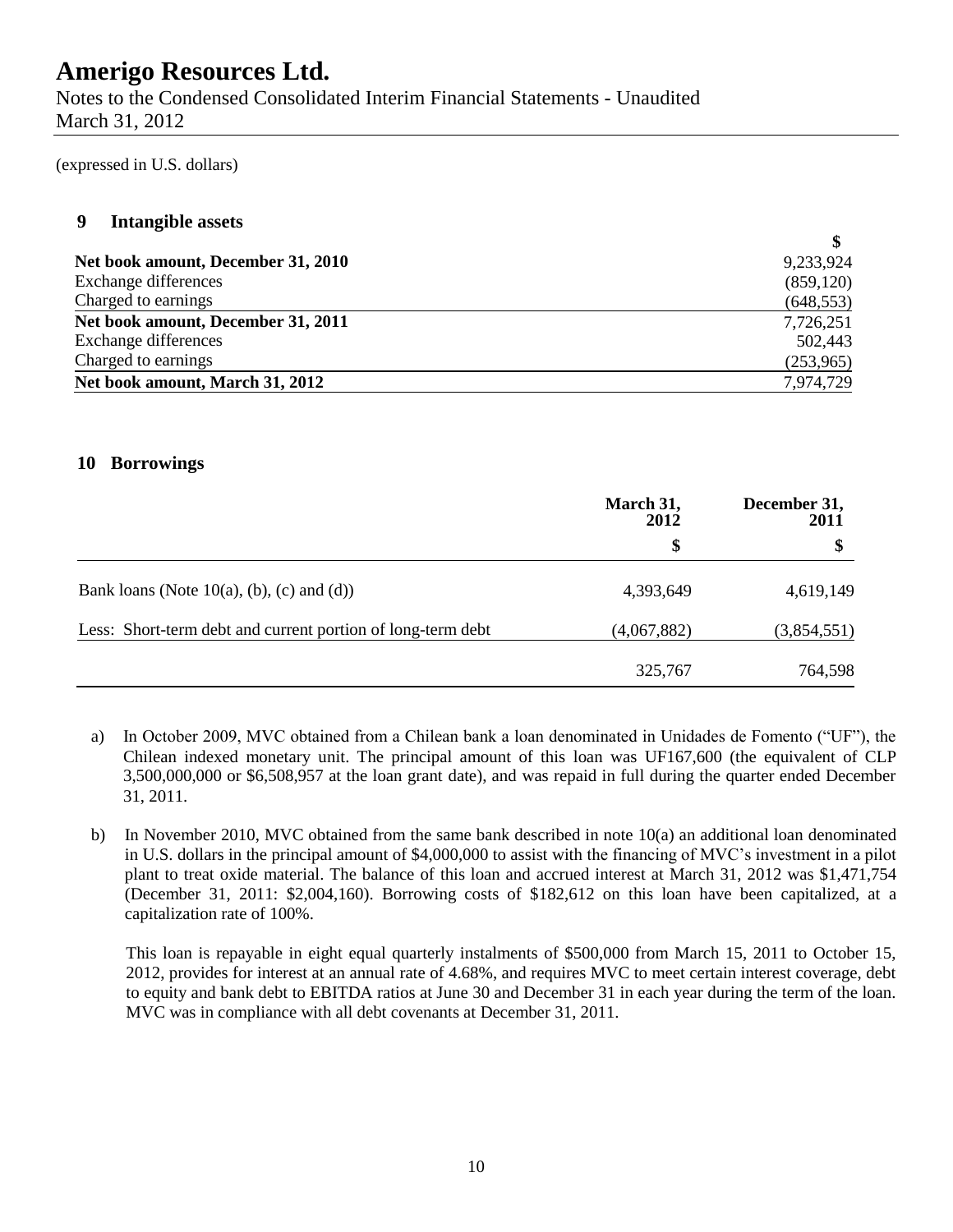(expressed in U.S. dollars)

## 9 Intangible assets

| | $ |
|---|---|
| **Net book amount, December 31, 2010** | 9,233,924 |
| Exchange differences | (859,120) |
| Charged to earnings | (648,553) |
| **Net book amount, December 31, 2011** | 7,726,251 |
| Exchange differences | 502,443 |
| Charged to earnings | (253,965) |
| **Net book amount, March 31, 2012** | 7,974,729 |

## 10 Borrowings

| | March 31, 2012 | December 31, 2011 |
|---|---|---|
| | $ | $ |
| Bank loans (Note 10(a), (b), (c) and (d)) | 4,393,649 | 4,619,149 |
| Less: Short-term debt and current portion of long-term debt | (4,067,882) | (3,854,551) |
| | 325,767 | 764,598 |

a) In October 2009, MVC obtained from a Chilean bank a loan denominated in Unidades de Fomento ("UF"), the Chilean indexed monetary unit. The principal amount of this loan was UF167,600 (the equivalent of CLP 3,500,000,000 or $6,508,957 at the loan grant date), and was repaid in full during the quarter ended December 31, 2011.

b) In November 2010, MVC obtained from the same bank described in note 10(a) an additional loan denominated in U.S. dollars in the principal amount of $4,000,000 to assist with the financing of MVC's investment in a pilot plant to treat oxide material. The balance of this loan and accrued interest at March 31, 2012 was $1,471,754 (December 31, 2011: $2,004,160). Borrowing costs of $182,612 on this loan have been capitalized, at a capitalization rate of 100%.

   This loan is repayable in eight equal quarterly instalments of $500,000 from March 15, 2011 to October 15, 2012, provides for interest at an annual rate of 4.68%, and requires MVC to meet certain interest coverage, debt to equity and bank debt to EBITDA ratios at June 30 and December 31 in each year during the term of the loan. MVC was in compliance with all debt covenants at December 31, 2011.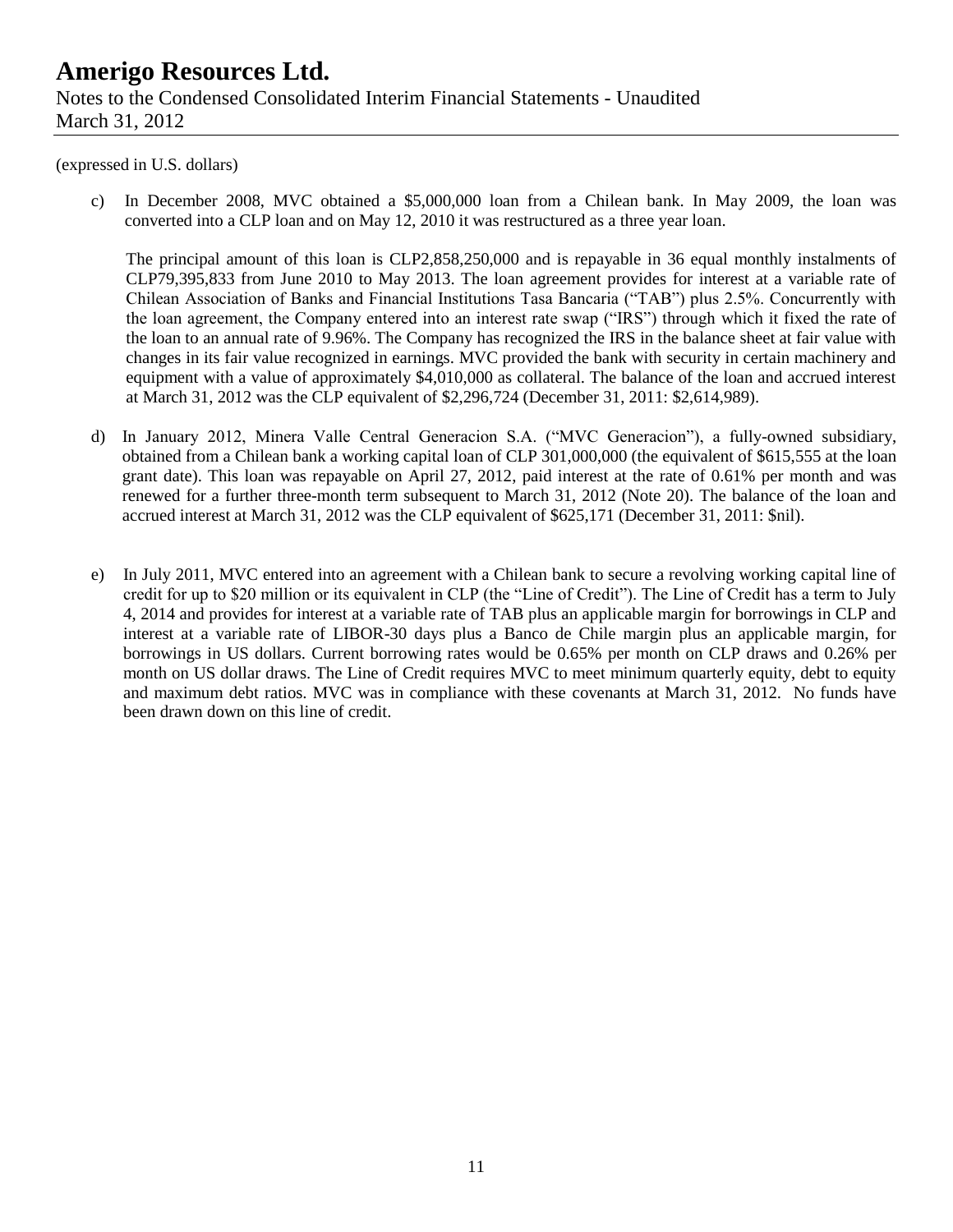(expressed in U.S. dollars)

c) In December 2008, MVC obtained a $5,000,000 loan from a Chilean bank. In May 2009, the loan was converted into a CLP loan and on May 12, 2010 it was restructured as a three year loan.

   The principal amount of this loan is CLP2,858,250,000 and is repayable in 36 equal monthly instalments of CLP79,395,833 from June 2010 to May 2013. The loan agreement provides for interest at a variable rate of Chilean Association of Banks and Financial Institutions Tasa Bancaria ("TAB") plus 2.5%. Concurrently with the loan agreement, the Company entered into an interest rate swap ("IRS") through which it fixed the rate of the loan to an annual rate of 9.96%. The Company has recognized the IRS in the balance sheet at fair value with changes in its fair value recognized in earnings. MVC provided the bank with security in certain machinery and equipment with a value of approximately $4,010,000 as collateral. The balance of the loan and accrued interest at March 31, 2012 was the CLP equivalent of $2,296,724 (December 31, 2011: $2,614,989).

d) In January 2012, Minera Valle Central Generacion S.A. ("MVC Generacion"), a fully-owned subsidiary, obtained from a Chilean bank a working capital loan of CLP 301,000,000 (the equivalent of $615,555 at the loan grant date). This loan was repayable on April 27, 2012, paid interest at the rate of 0.61% per month and was renewed for a further three-month term subsequent to March 31, 2012 (Note 20). The balance of the loan and accrued interest at March 31, 2012 was the CLP equivalent of $625,171 (December 31, 2011: $nil).

e) In July 2011, MVC entered into an agreement with a Chilean bank to secure a revolving working capital line of credit for up to $20 million or its equivalent in CLP (the "Line of Credit"). The Line of Credit has a term to July 4, 2014 and provides for interest at a variable rate of TAB plus an applicable margin for borrowings in CLP and interest at a variable rate of LIBOR-30 days plus a Banco de Chile margin plus an applicable margin, for borrowings in US dollars. Current borrowing rates would be 0.65% per month on CLP draws and 0.26% per month on US dollar draws. The Line of Credit requires MVC to meet minimum quarterly equity, debt to equity and maximum debt ratios. MVC was in compliance with these covenants at March 31, 2012. No funds have been drawn down on this line of credit.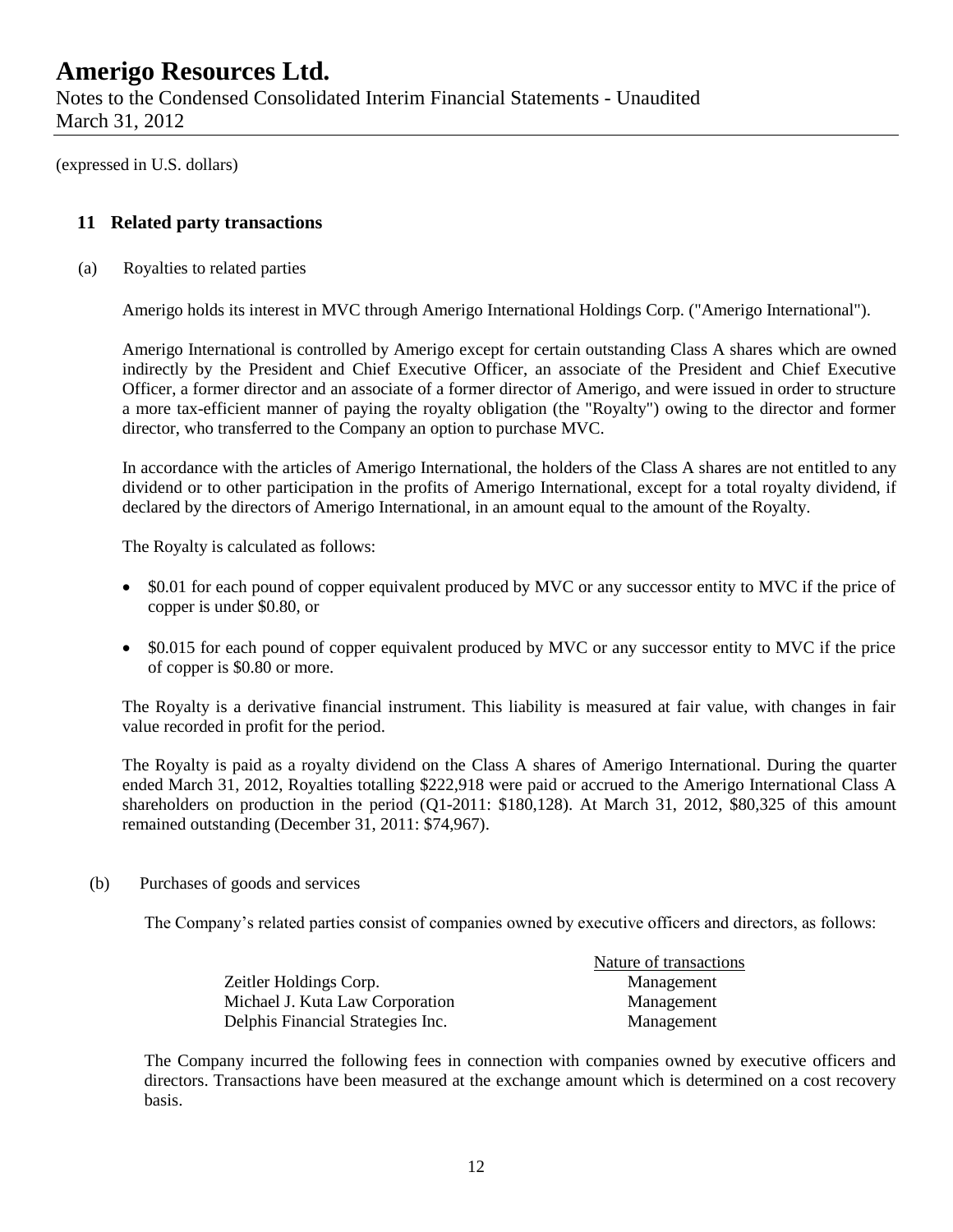(expressed in U.S. dollars)

## 11 Related party transactions

(a) Royalties to related parties

Amerigo holds its interest in MVC through Amerigo International Holdings Corp. ("Amerigo International").

Amerigo International is controlled by Amerigo except for certain outstanding Class A shares which are owned indirectly by the President and Chief Executive Officer, an associate of the President and Chief Executive Officer, a former director and an associate of a former director of Amerigo, and were issued in order to structure a more tax-efficient manner of paying the royalty obligation (the "Royalty") owing to the director and former director, who transferred to the Company an option to purchase MVC.

In accordance with the articles of Amerigo International, the holders of the Class A shares are not entitled to any dividend or to other participation in the profits of Amerigo International, except for a total royalty dividend, if declared by the directors of Amerigo International, in an amount equal to the amount of the Royalty.

The Royalty is calculated as follows:

- $0.01 for each pound of copper equivalent produced by MVC or any successor entity to MVC if the price of copper is under $0.80, or
- $0.015 for each pound of copper equivalent produced by MVC or any successor entity to MVC if the price of copper is $0.80 or more.

The Royalty is a derivative financial instrument. This liability is measured at fair value, with changes in fair value recorded in profit for the period.

The Royalty is paid as a royalty dividend on the Class A shares of Amerigo International. During the quarter ended March 31, 2012, Royalties totalling $222,918 were paid or accrued to the Amerigo International Class A shareholders on production in the period (Q1-2011: $180,128). At March 31, 2012, $80,325 of this amount remained outstanding (December 31, 2011: $74,967).

(b) Purchases of goods and services

The Company's related parties consist of companies owned by executive officers and directors, as follows:

| | Nature of transactions |
|---|---|
| Zeitler Holdings Corp. | Management |
| Michael J. Kuta Law Corporation | Management |
| Delphis Financial Strategies Inc. | Management |

The Company incurred the following fees in connection with companies owned by executive officers and directors. Transactions have been measured at the exchange amount which is determined on a cost recovery basis.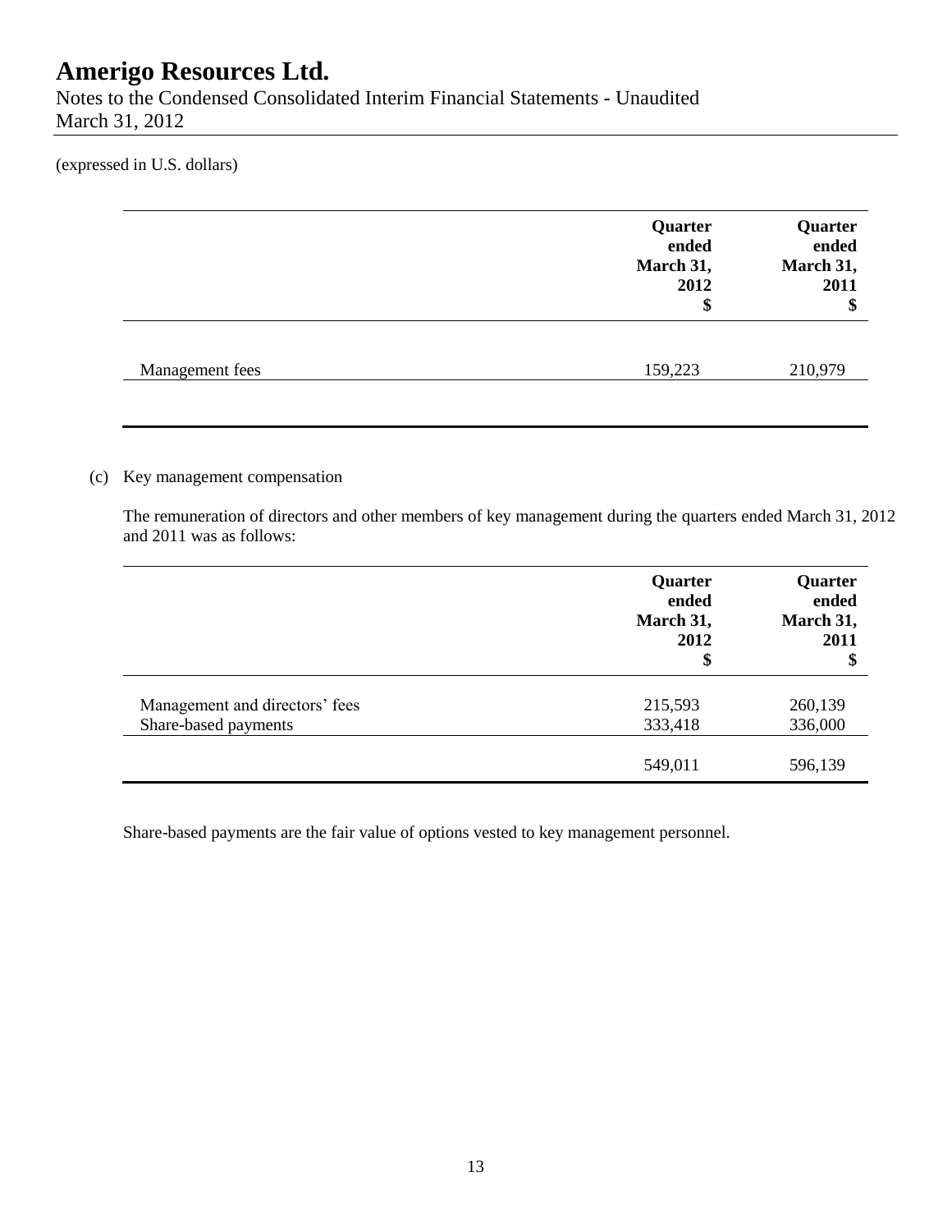(expressed in U.S. dollars)

| | Quarter ended March 31, 2012 $ | Quarter ended March 31, 2011 $ |
|---|---|---|
| Management fees | 159,223 | 210,979 |

(c) Key management compensation

The remuneration of directors and other members of key management during the quarters ended March 31, 2012 and 2011 was as follows:

| | Quarter ended March 31, 2012 $ | Quarter ended March 31, 2011 $ |
|---|---|---|
| Management and directors' fees | 215,593 | 260,139 |
| Share-based payments | 333,418 | 336,000 |
| | 549,011 | 596,139 |

Share-based payments are the fair value of options vested to key management personnel.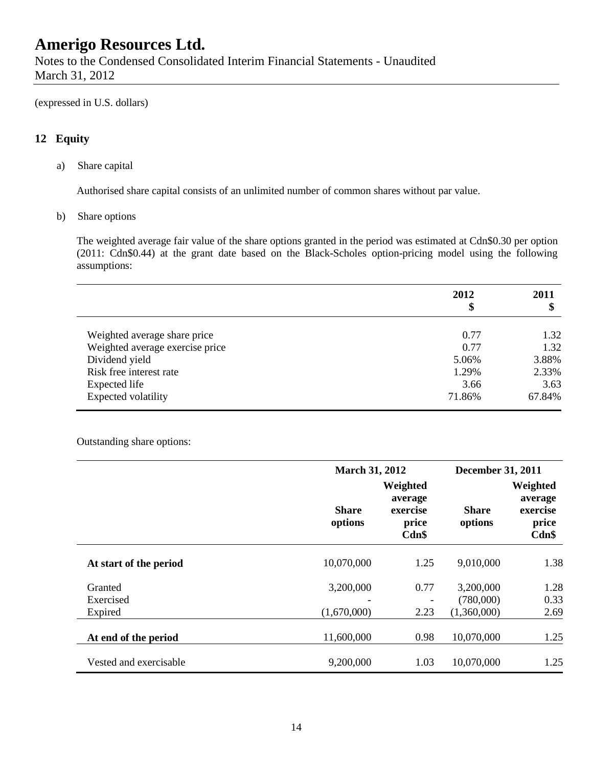(expressed in U.S. dollars)

## 12 Equity

a) Share capital

Authorised share capital consists of an unlimited number of common shares without par value.

b) Share options

The weighted average fair value of the share options granted in the period was estimated at Cdn$0.30 per option (2011: Cdn$0.44) at the grant date based on the Black-Scholes option-pricing model using the following assumptions:

| | 2012<br>$ | 2011<br>$ |
|---|---|---|
| Weighted average share price | 0.77 | 1.32 |
| Weighted average exercise price | 0.77 | 1.32 |
| Dividend yield | 5.06% | 3.88% |
| Risk free interest rate | 1.29% | 2.33% |
| Expected life | 3.66 | 3.63 |
| Expected volatility | 71.86% | 67.84% |

Outstanding share options:

| | March 31, 2012 | | December 31, 2011 | |
|---|---|---|---|---|
| | Share options | Weighted average exercise price Cdn$ | Share options | Weighted average exercise price Cdn$ |
| **At start of the period** | 10,070,000 | 1.25 | 9,010,000 | 1.38 |
| Granted | 3,200,000 | 0.77 | 3,200,000 | 1.28 |
| Exercised | - | - | (780,000) | 0.33 |
| Expired | (1,670,000) | 2.23 | (1,360,000) | 2.69 |
| **At end of the period** | 11,600,000 | 0.98 | 10,070,000 | 1.25 |
| Vested and exercisable | 9,200,000 | 1.03 | 10,070,000 | 1.25 |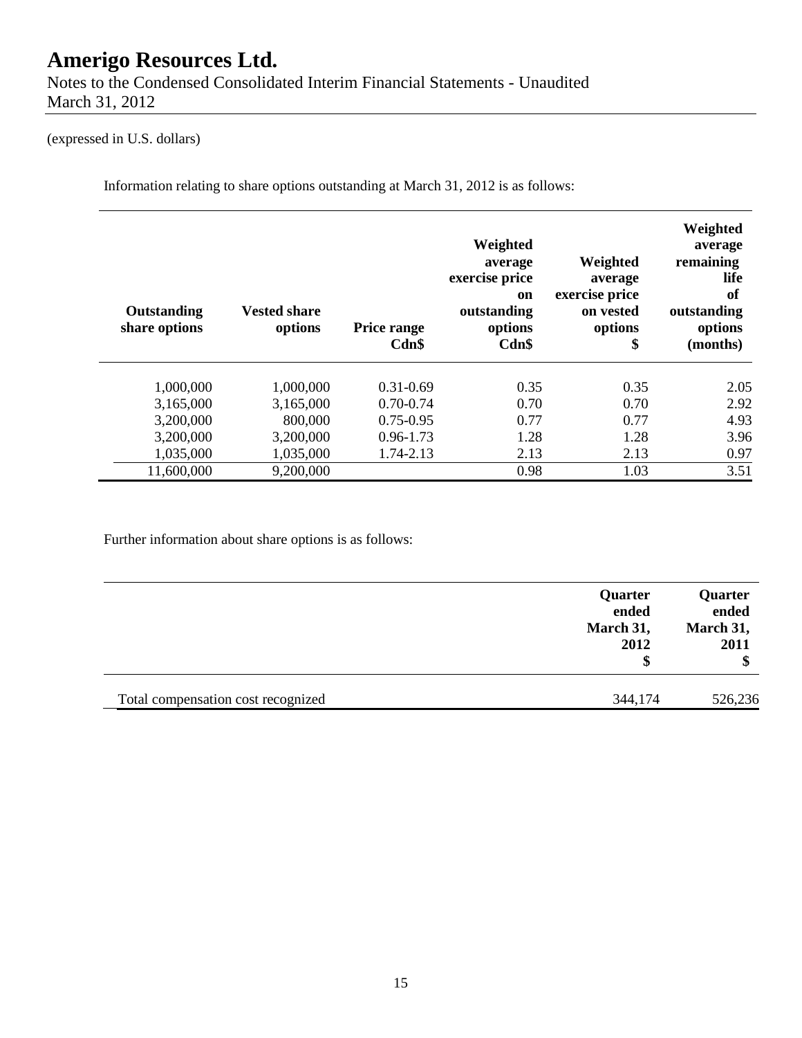(expressed in U.S. dollars)

Information relating to share options outstanding at March 31, 2012 is as follows:

| Outstanding share options | Vested share options | Price range Cdn$ | Weighted average exercise price on outstanding options Cdn$ | Weighted average exercise price on vested options $ | Weighted average remaining life of outstanding options (months) |
|---|---|---|---|---|---|
| 1,000,000 | 1,000,000 | 0.31-0.69 | 0.35 | 0.35 | 2.05 |
| 3,165,000 | 3,165,000 | 0.70-0.74 | 0.70 | 0.70 | 2.92 |
| 3,200,000 | 800,000 | 0.75-0.95 | 0.77 | 0.77 | 4.93 |
| 3,200,000 | 3,200,000 | 0.96-1.73 | 1.28 | 1.28 | 3.96 |
| 1,035,000 | 1,035,000 | 1.74-2.13 | 2.13 | 2.13 | 0.97 |
| 11,600,000 | 9,200,000 | | 0.98 | 1.03 | 3.51 |

Further information about share options is as follows:

| | Quarter ended March 31, 2012 $ | Quarter ended March 31, 2011 $ |
|---|---|---|
| Total compensation cost recognized | 344,174 | 526,236 |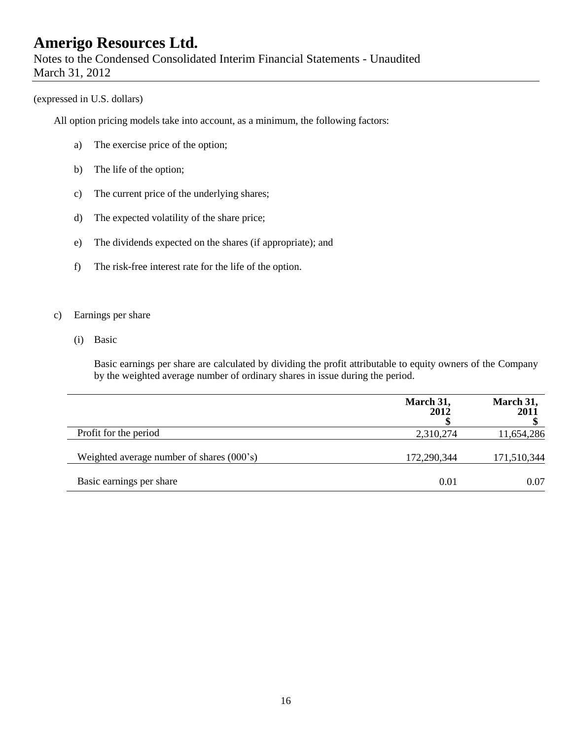# Amerigo Resources Ltd.

Notes to the Condensed Consolidated Interim Financial Statements - Unaudited
March 31, 2012

(expressed in U.S. dollars)

All option pricing models take into account, as a minimum, the following factors:

a) The exercise price of the option;

b) The life of the option;

c) The current price of the underlying shares;

d) The expected volatility of the share price;

e) The dividends expected on the shares (if appropriate); and

f) The risk-free interest rate for the life of the option.

c) Earnings per share

(i) Basic

Basic earnings per share are calculated by dividing the profit attributable to equity owners of the Company by the weighted average number of ordinary shares in issue during the period.

| | March 31, 2012 $ | March 31, 2011 $ |
|---|---|---|
| Profit for the period | 2,310,274 | 11,654,286 |
| Weighted average number of shares (000's) | 172,290,344 | 171,510,344 |
| Basic earnings per share | 0.01 | 0.07 |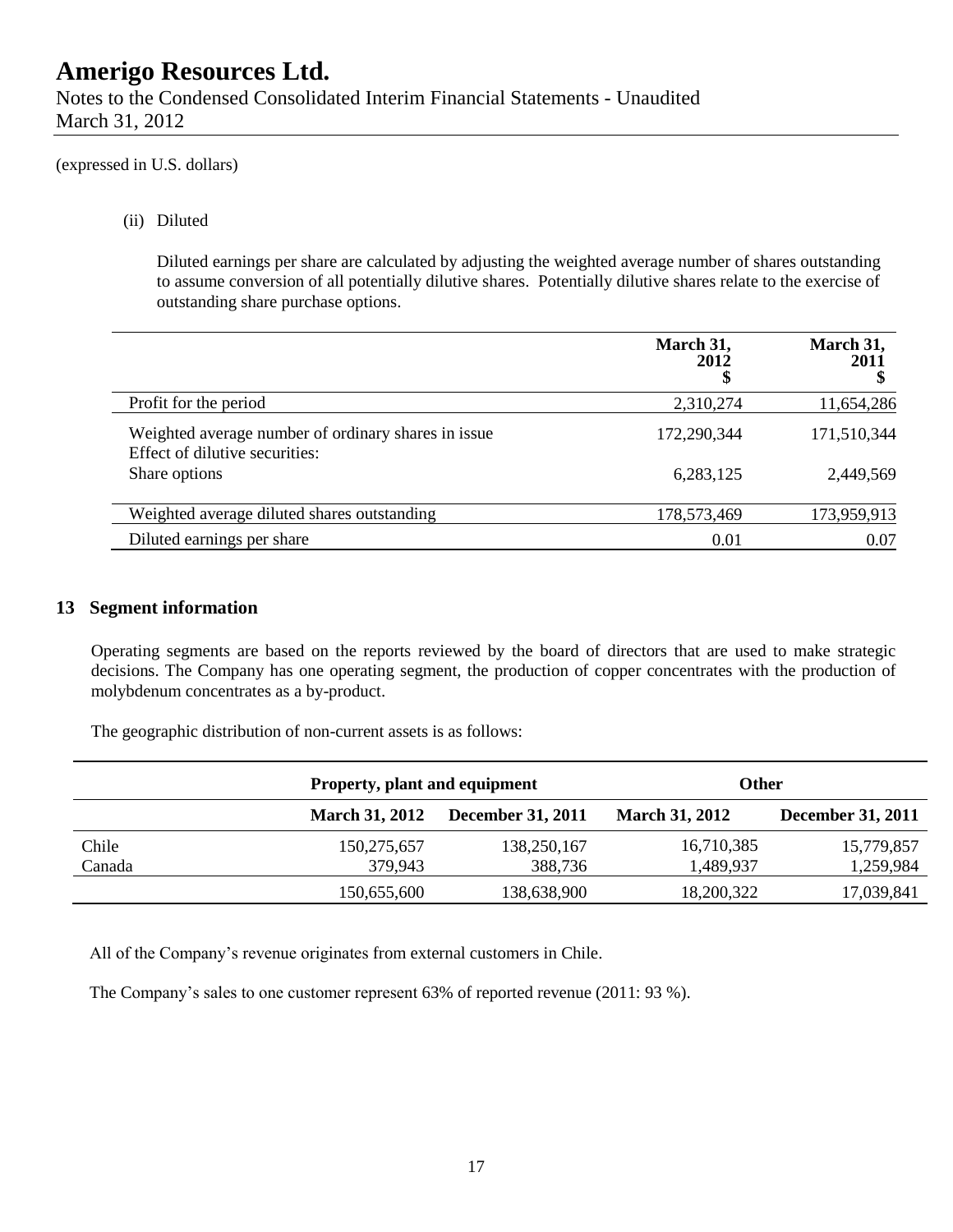(expressed in U.S. dollars)

(ii) Diluted

Diluted earnings per share are calculated by adjusting the weighted average number of shares outstanding to assume conversion of all potentially dilutive shares. Potentially dilutive shares relate to the exercise of outstanding share purchase options.

| | March 31, 2012 $ | March 31, 2011 $ |
|---|---|---|
| Profit for the period | 2,310,274 | 11,654,286 |
| Weighted average number of ordinary shares in issue | 172,290,344 | 171,510,344 |
| Effect of dilutive securities: | | |
| Share options | 6,283,125 | 2,449,569 |
| Weighted average diluted shares outstanding | 178,573,469 | 173,959,913 |
| Diluted earnings per share | 0.01 | 0.07 |

## 13 Segment information

Operating segments are based on the reports reviewed by the board of directors that are used to make strategic decisions. The Company has one operating segment, the production of copper concentrates with the production of molybdenum concentrates as a by-product.

The geographic distribution of non-current assets is as follows:

| | Property, plant and equipment | | Other | |
|---|---|---|---|---|
| | March 31, 2012 | December 31, 2011 | March 31, 2012 | December 31, 2011 |
| Chile | 150,275,657 | 138,250,167 | 16,710,385 | 15,779,857 |
| Canada | 379,943 | 388,736 | 1,489,937 | 1,259,984 |
| | 150,655,600 | 138,638,900 | 18,200,322 | 17,039,841 |

All of the Company's revenue originates from external customers in Chile.

The Company's sales to one customer represent 63% of reported revenue (2011: 93 %).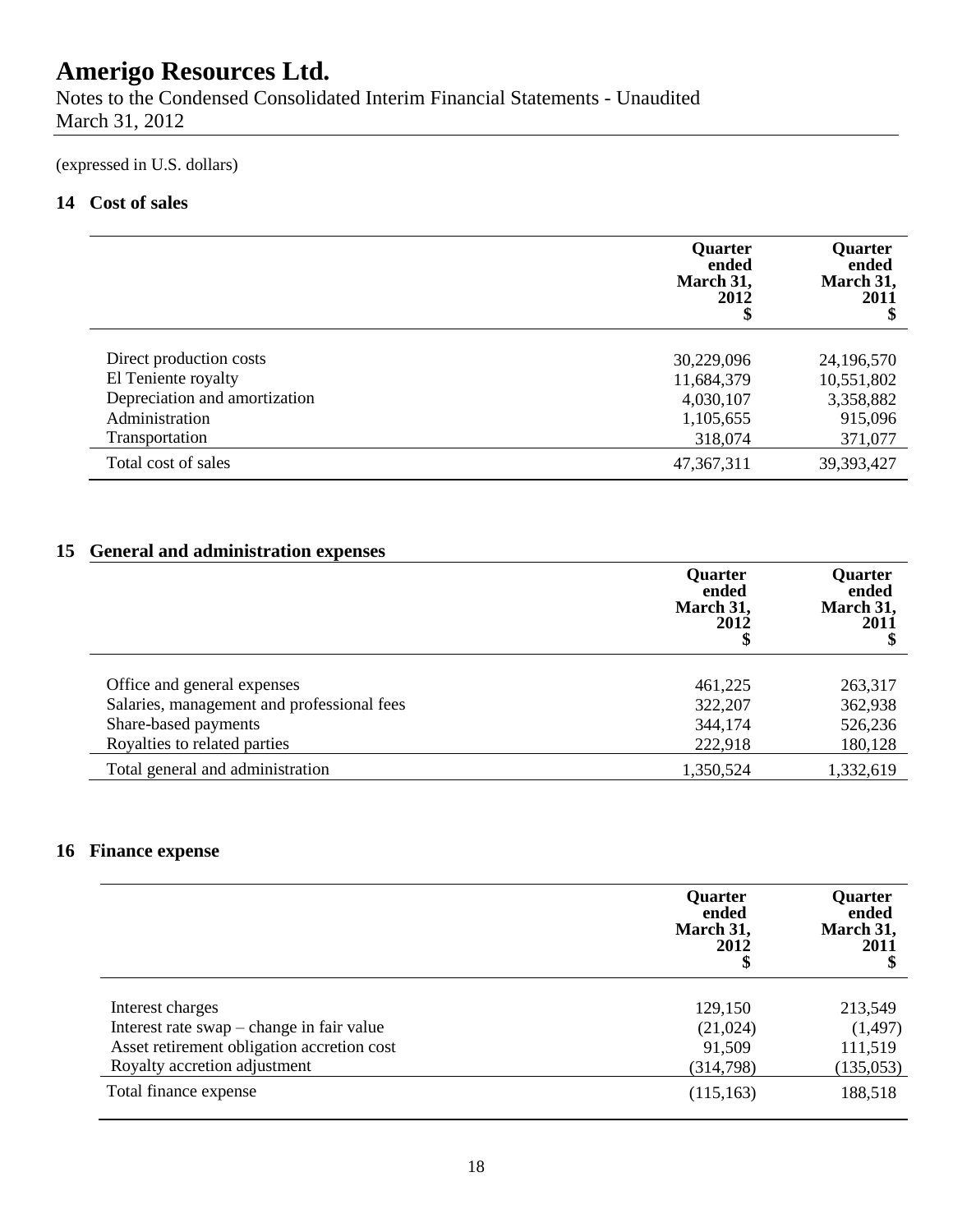# Amerigo Resources Ltd.

Notes to the Condensed Consolidated Interim Financial Statements - Unaudited
March 31, 2012

(expressed in U.S. dollars)

## 14 Cost of sales

| | Quarter ended March 31, 2012 $ | Quarter ended March 31, 2011 $ |
|---|---|---|
| Direct production costs | 30,229,096 | 24,196,570 |
| El Teniente royalty | 11,684,379 | 10,551,802 |
| Depreciation and amortization | 4,030,107 | 3,358,882 |
| Administration | 1,105,655 | 915,096 |
| Transportation | 318,074 | 371,077 |
| Total cost of sales | 47,367,311 | 39,393,427 |

## 15 General and administration expenses

| | Quarter ended March 31, 2012 $ | Quarter ended March 31, 2011 $ |
|---|---|---|
| Office and general expenses | 461,225 | 263,317 |
| Salaries, management and professional fees | 322,207 | 362,938 |
| Share-based payments | 344,174 | 526,236 |
| Royalties to related parties | 222,918 | 180,128 |
| Total general and administration | 1,350,524 | 1,332,619 |

## 16 Finance expense

| | Quarter ended March 31, 2012 $ | Quarter ended March 31, 2011 $ |
|---|---|---|
| Interest charges | 129,150 | 213,549 |
| Interest rate swap – change in fair value | (21,024) | (1,497) |
| Asset retirement obligation accretion cost | 91,509 | 111,519 |
| Royalty accretion adjustment | (314,798) | (135,053) |
| Total finance expense | (115,163) | 188,518 |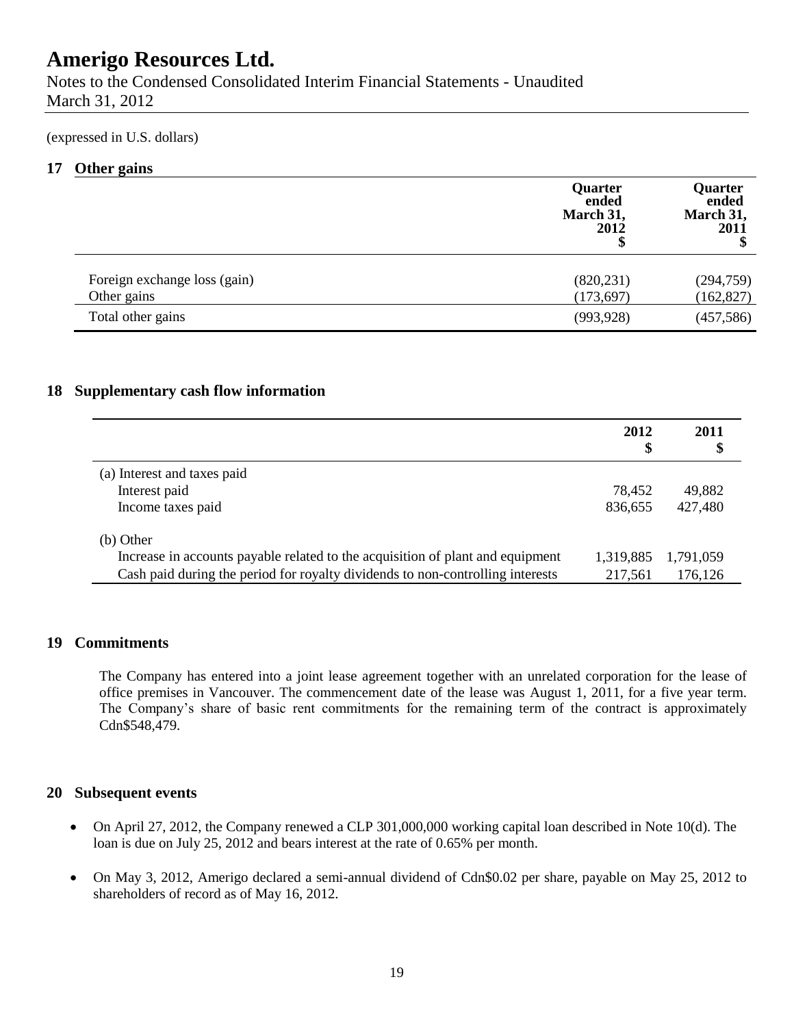# Amerigo Resources Ltd.

Notes to the Condensed Consolidated Interim Financial Statements - Unaudited
March 31, 2012

(expressed in U.S. dollars)

## 17 Other gains

| | Quarter ended March 31, 2012 $ | Quarter ended March 31, 2011 $ |
|---|---|---|
| Foreign exchange loss (gain) | (820,231) | (294,759) |
| Other gains | (173,697) | (162,827) |
| Total other gains | (993,928) | (457,586) |

## 18 Supplementary cash flow information

| | 2012 $ | 2011 $ |
|---|---|---|
| (a) Interest and taxes paid | | |
| Interest paid | 78,452 | 49,882 |
| Income taxes paid | 836,655 | 427,480 |
| (b) Other | | |
| Increase in accounts payable related to the acquisition of plant and equipment | 1,319,885 | 1,791,059 |
| Cash paid during the period for royalty dividends to non-controlling interests | 217,561 | 176,126 |

## 19 Commitments

The Company has entered into a joint lease agreement together with an unrelated corporation for the lease of office premises in Vancouver. The commencement date of the lease was August 1, 2011, for a five year term. The Company's share of basic rent commitments for the remaining term of the contract is approximately Cdn$548,479.

## 20 Subsequent events

- On April 27, 2012, the Company renewed a CLP 301,000,000 working capital loan described in Note 10(d). The loan is due on July 25, 2012 and bears interest at the rate of 0.65% per month.
- On May 3, 2012, Amerigo declared a semi-annual dividend of Cdn$0.02 per share, payable on May 25, 2012 to shareholders of record as of May 16, 2012.